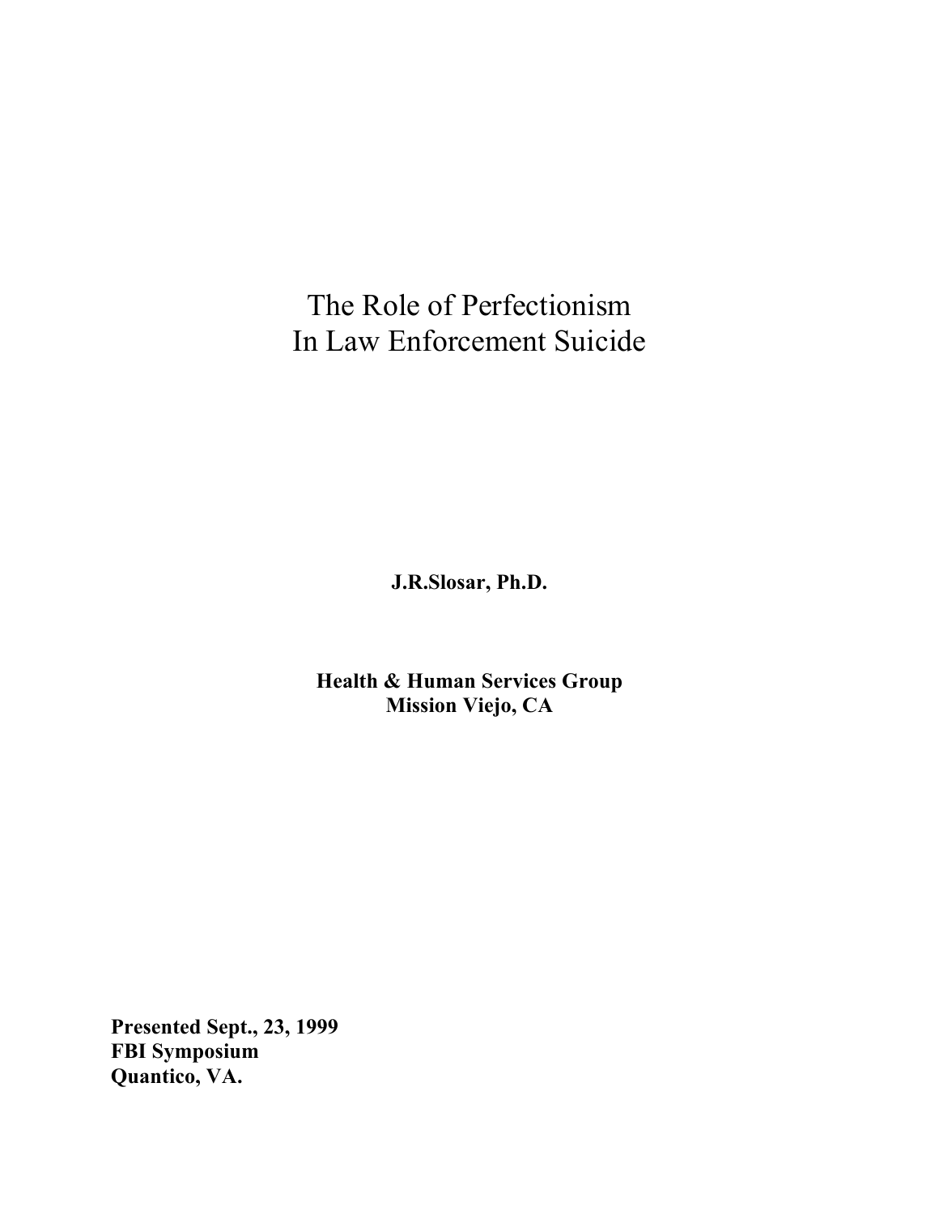# The Role of Perfectionism In Law Enforcement Suicide

**J.R.Slosar, Ph.D.**

**Health & Human Services Group**
**Mission Viejo, CA**

**Presented Sept., 23, 1999**
**FBI Symposium**
**Quantico, VA.**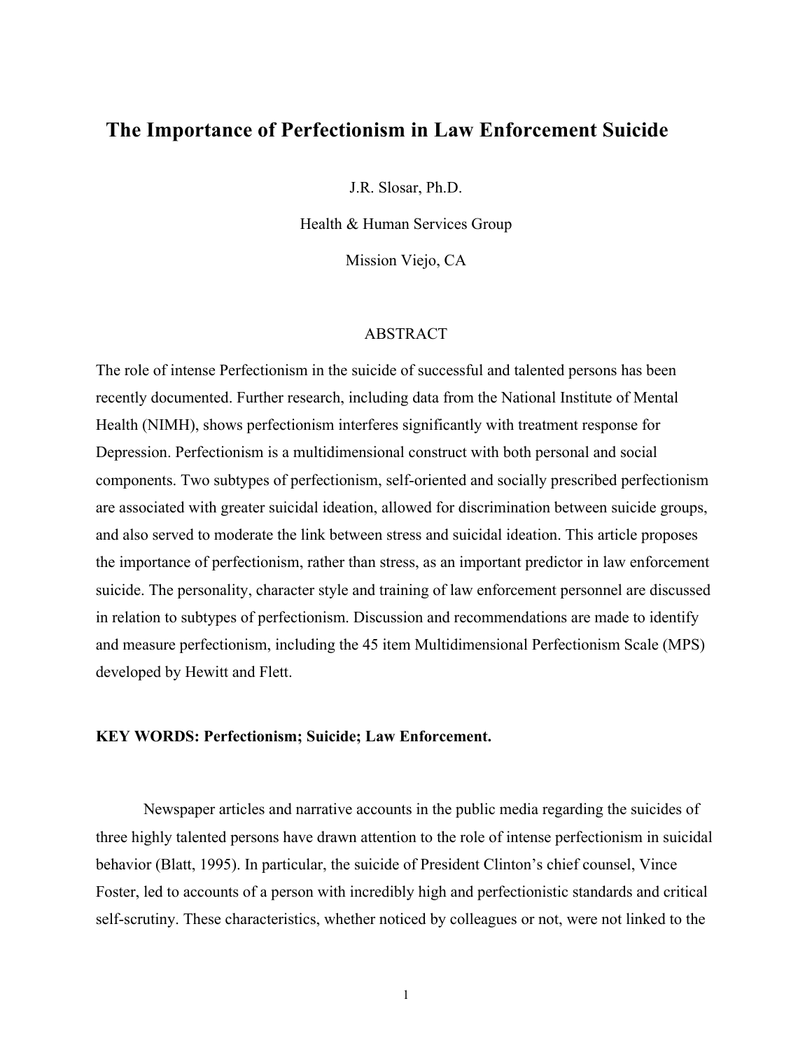# The Importance of Perfectionism in Law Enforcement Suicide

J.R. Slosar, Ph.D.

Health & Human Services Group

Mission Viejo, CA

## ABSTRACT

The role of intense Perfectionism in the suicide of successful and talented persons has been recently documented. Further research, including data from the National Institute of Mental Health (NIMH), shows perfectionism interferes significantly with treatment response for Depression. Perfectionism is a multidimensional construct with both personal and social components. Two subtypes of perfectionism, self-oriented and socially prescribed perfectionism are associated with greater suicidal ideation, allowed for discrimination between suicide groups, and also served to moderate the link between stress and suicidal ideation. This article proposes the importance of perfectionism, rather than stress, as an important predictor in law enforcement suicide. The personality, character style and training of law enforcement personnel are discussed in relation to subtypes of perfectionism. Discussion and recommendations are made to identify and measure perfectionism, including the 45 item Multidimensional Perfectionism Scale (MPS) developed by Hewitt and Flett.

**KEY WORDS: Perfectionism; Suicide; Law Enforcement.**

Newspaper articles and narrative accounts in the public media regarding the suicides of three highly talented persons have drawn attention to the role of intense perfectionism in suicidal behavior (Blatt, 1995). In particular, the suicide of President Clinton's chief counsel, Vince Foster, led to accounts of a person with incredibly high and perfectionistic standards and critical self-scrutiny. These characteristics, whether noticed by colleagues or not, were not linked to the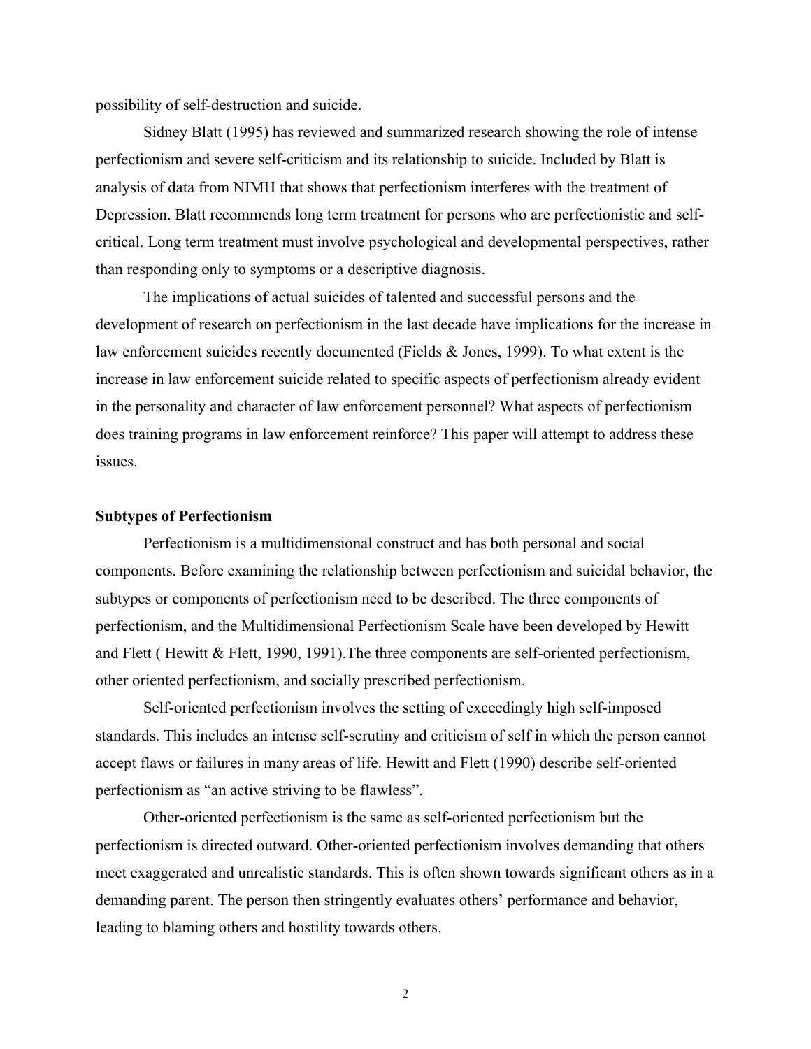possibility of self-destruction and suicide.

Sidney Blatt (1995) has reviewed and summarized research showing the role of intense perfectionism and severe self-criticism and its relationship to suicide. Included by Blatt is analysis of data from NIMH that shows that perfectionism interferes with the treatment of Depression. Blatt recommends long term treatment for persons who are perfectionistic and self-critical. Long term treatment must involve psychological and developmental perspectives, rather than responding only to symptoms or a descriptive diagnosis.

The implications of actual suicides of talented and successful persons and the development of research on perfectionism in the last decade have implications for the increase in law enforcement suicides recently documented (Fields & Jones, 1999). To what extent is the increase in law enforcement suicide related to specific aspects of perfectionism already evident in the personality and character of law enforcement personnel? What aspects of perfectionism does training programs in law enforcement reinforce? This paper will attempt to address these issues.

**Subtypes of Perfectionism**

Perfectionism is a multidimensional construct and has both personal and social components. Before examining the relationship between perfectionism and suicidal behavior, the subtypes or components of perfectionism need to be described. The three components of perfectionism, and the Multidimensional Perfectionism Scale have been developed by Hewitt and Flett ( Hewitt & Flett, 1990, 1991).The three components are self-oriented perfectionism, other oriented perfectionism, and socially prescribed perfectionism.

Self-oriented perfectionism involves the setting of exceedingly high self-imposed standards. This includes an intense self-scrutiny and criticism of self in which the person cannot accept flaws or failures in many areas of life. Hewitt and Flett (1990) describe self-oriented perfectionism as "an active striving to be flawless".

Other-oriented perfectionism is the same as self-oriented perfectionism but the perfectionism is directed outward. Other-oriented perfectionism involves demanding that others meet exaggerated and unrealistic standards. This is often shown towards significant others as in a demanding parent. The person then stringently evaluates others' performance and behavior, leading to blaming others and hostility towards others.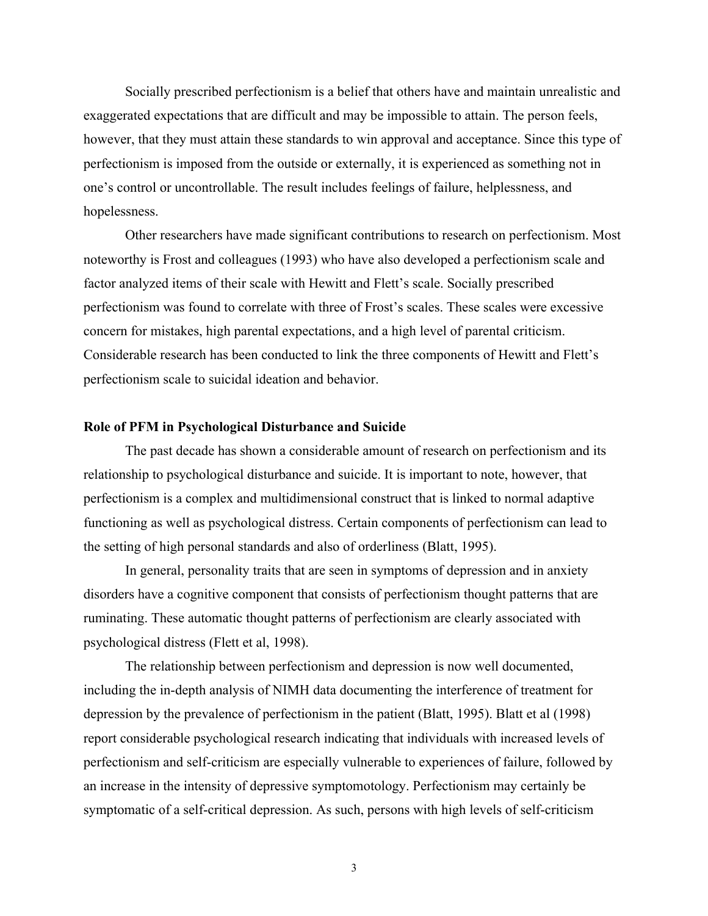Socially prescribed perfectionism is a belief that others have and maintain unrealistic and exaggerated expectations that are difficult and may be impossible to attain. The person feels, however, that they must attain these standards to win approval and acceptance. Since this type of perfectionism is imposed from the outside or externally, it is experienced as something not in one's control or uncontrollable. The result includes feelings of failure, helplessness, and hopelessness.

Other researchers have made significant contributions to research on perfectionism. Most noteworthy is Frost and colleagues (1993) who have also developed a perfectionism scale and factor analyzed items of their scale with Hewitt and Flett's scale. Socially prescribed perfectionism was found to correlate with three of Frost's scales. These scales were excessive concern for mistakes, high parental expectations, and a high level of parental criticism. Considerable research has been conducted to link the three components of Hewitt and Flett's perfectionism scale to suicidal ideation and behavior.

**Role of PFM in Psychological Disturbance and Suicide**

The past decade has shown a considerable amount of research on perfectionism and its relationship to psychological disturbance and suicide. It is important to note, however, that perfectionism is a complex and multidimensional construct that is linked to normal adaptive functioning as well as psychological distress. Certain components of perfectionism can lead to the setting of high personal standards and also of orderliness (Blatt, 1995).

In general, personality traits that are seen in symptoms of depression and in anxiety disorders have a cognitive component that consists of perfectionism thought patterns that are ruminating. These automatic thought patterns of perfectionism are clearly associated with psychological distress (Flett et al, 1998).

The relationship between perfectionism and depression is now well documented, including the in-depth analysis of NIMH data documenting the interference of treatment for depression by the prevalence of perfectionism in the patient (Blatt, 1995). Blatt et al (1998) report considerable psychological research indicating that individuals with increased levels of perfectionism and self-criticism are especially vulnerable to experiences of failure, followed by an increase in the intensity of depressive symptomotology. Perfectionism may certainly be symptomatic of a self-critical depression. As such, persons with high levels of self-criticism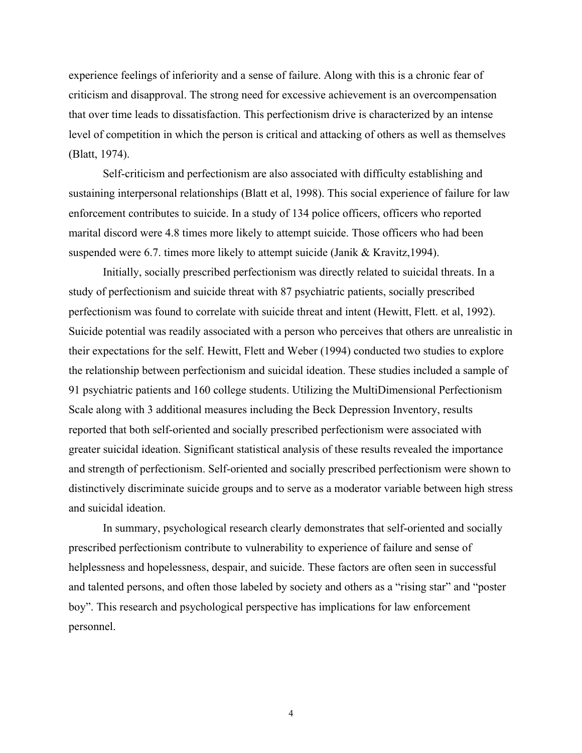experience feelings of inferiority and a sense of failure. Along with this is a chronic fear of criticism and disapproval. The strong need for excessive achievement is an overcompensation that over time leads to dissatisfaction. This perfectionism drive is characterized by an intense level of competition in which the person is critical and attacking of others as well as themselves (Blatt, 1974).

Self-criticism and perfectionism are also associated with difficulty establishing and sustaining interpersonal relationships (Blatt et al, 1998). This social experience of failure for law enforcement contributes to suicide. In a study of 134 police officers, officers who reported marital discord were 4.8 times more likely to attempt suicide. Those officers who had been suspended were 6.7. times more likely to attempt suicide (Janik & Kravitz,1994).

Initially, socially prescribed perfectionism was directly related to suicidal threats. In a study of perfectionism and suicide threat with 87 psychiatric patients, socially prescribed perfectionism was found to correlate with suicide threat and intent (Hewitt, Flett. et al, 1992). Suicide potential was readily associated with a person who perceives that others are unrealistic in their expectations for the self. Hewitt, Flett and Weber (1994) conducted two studies to explore the relationship between perfectionism and suicidal ideation. These studies included a sample of 91 psychiatric patients and 160 college students. Utilizing the MultiDimensional Perfectionism Scale along with 3 additional measures including the Beck Depression Inventory, results reported that both self-oriented and socially prescribed perfectionism were associated with greater suicidal ideation. Significant statistical analysis of these results revealed the importance and strength of perfectionism. Self-oriented and socially prescribed perfectionism were shown to distinctively discriminate suicide groups and to serve as a moderator variable between high stress and suicidal ideation.

In summary, psychological research clearly demonstrates that self-oriented and socially prescribed perfectionism contribute to vulnerability to experience of failure and sense of helplessness and hopelessness, despair, and suicide. These factors are often seen in successful and talented persons, and often those labeled by society and others as a "rising star" and "poster boy". This research and psychological perspective has implications for law enforcement personnel.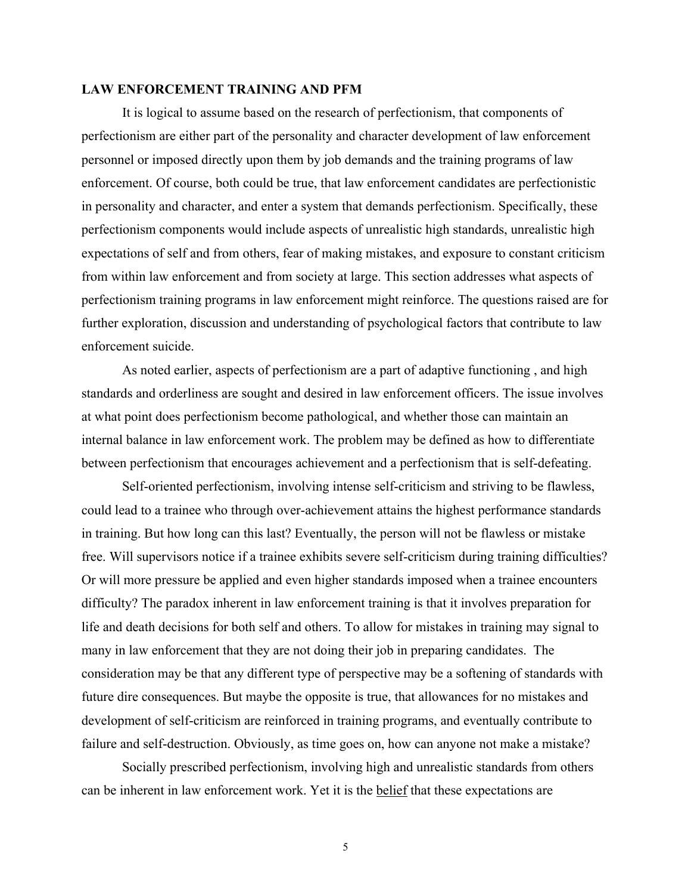## LAW ENFORCEMENT TRAINING AND PFM

It is logical to assume based on the research of perfectionism, that components of perfectionism are either part of the personality and character development of law enforcement personnel or imposed directly upon them by job demands and the training programs of law enforcement. Of course, both could be true, that law enforcement candidates are perfectionistic in personality and character, and enter a system that demands perfectionism. Specifically, these perfectionism components would include aspects of unrealistic high standards, unrealistic high expectations of self and from others, fear of making mistakes, and exposure to constant criticism from within law enforcement and from society at large. This section addresses what aspects of perfectionism training programs in law enforcement might reinforce. The questions raised are for further exploration, discussion and understanding of psychological factors that contribute to law enforcement suicide.

As noted earlier, aspects of perfectionism are a part of adaptive functioning , and high standards and orderliness are sought and desired in law enforcement officers. The issue involves at what point does perfectionism become pathological, and whether those can maintain an internal balance in law enforcement work. The problem may be defined as how to differentiate between perfectionism that encourages achievement and a perfectionism that is self-defeating.

Self-oriented perfectionism, involving intense self-criticism and striving to be flawless, could lead to a trainee who through over-achievement attains the highest performance standards in training. But how long can this last? Eventually, the person will not be flawless or mistake free. Will supervisors notice if a trainee exhibits severe self-criticism during training difficulties? Or will more pressure be applied and even higher standards imposed when a trainee encounters difficulty? The paradox inherent in law enforcement training is that it involves preparation for life and death decisions for both self and others. To allow for mistakes in training may signal to many in law enforcement that they are not doing their job in preparing candidates. The consideration may be that any different type of perspective may be a softening of standards with future dire consequences. But maybe the opposite is true, that allowances for no mistakes and development of self-criticism are reinforced in training programs, and eventually contribute to failure and self-destruction. Obviously, as time goes on, how can anyone not make a mistake?

Socially prescribed perfectionism, involving high and unrealistic standards from others can be inherent in law enforcement work. Yet it is the <u>belief</u> that these expectations are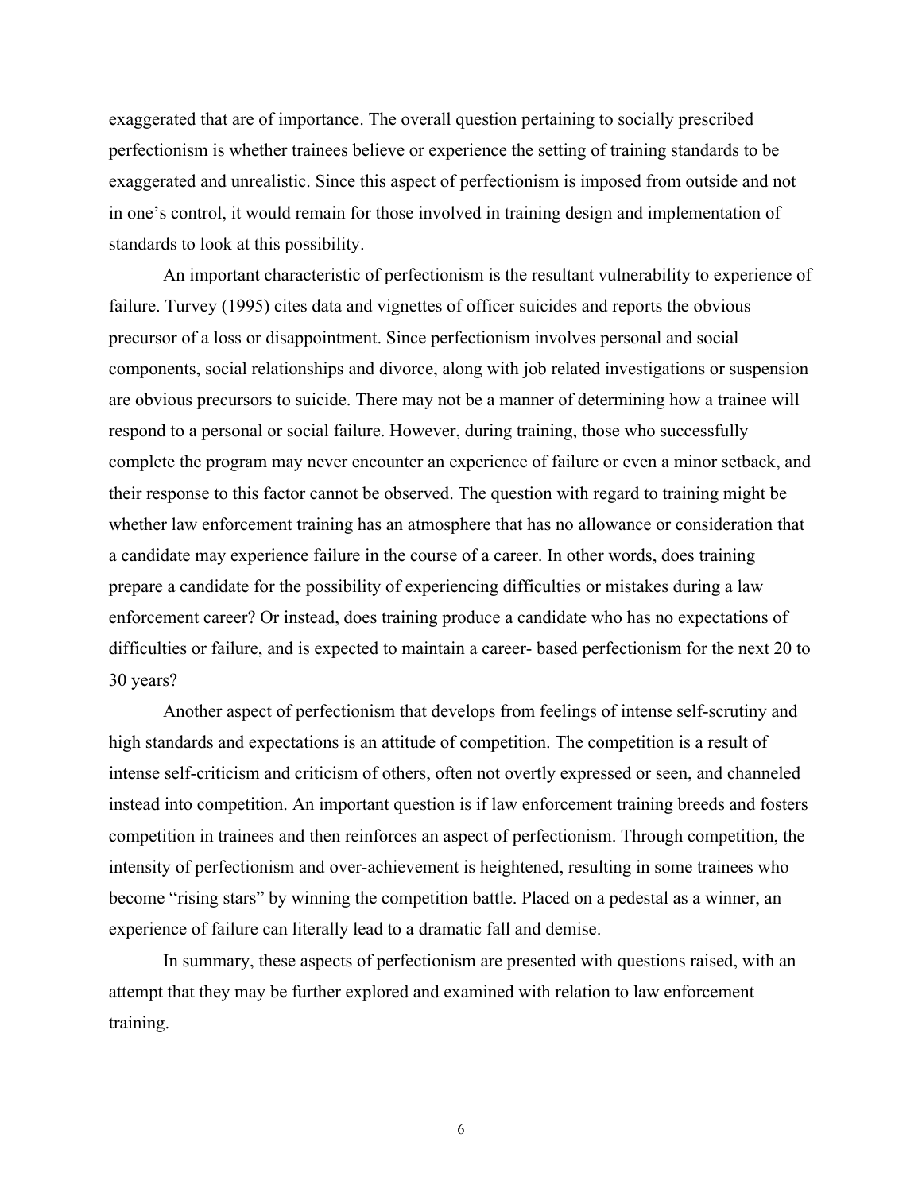exaggerated that are of importance. The overall question pertaining to socially prescribed perfectionism is whether trainees believe or experience the setting of training standards to be exaggerated and unrealistic. Since this aspect of perfectionism is imposed from outside and not in one's control, it would remain for those involved in training design and implementation of standards to look at this possibility.

An important characteristic of perfectionism is the resultant vulnerability to experience of failure. Turvey (1995) cites data and vignettes of officer suicides and reports the obvious precursor of a loss or disappointment. Since perfectionism involves personal and social components, social relationships and divorce, along with job related investigations or suspension are obvious precursors to suicide. There may not be a manner of determining how a trainee will respond to a personal or social failure. However, during training, those who successfully complete the program may never encounter an experience of failure or even a minor setback, and their response to this factor cannot be observed. The question with regard to training might be whether law enforcement training has an atmosphere that has no allowance or consideration that a candidate may experience failure in the course of a career. In other words, does training prepare a candidate for the possibility of experiencing difficulties or mistakes during a law enforcement career? Or instead, does training produce a candidate who has no expectations of difficulties or failure, and is expected to maintain a career- based perfectionism for the next 20 to 30 years?

Another aspect of perfectionism that develops from feelings of intense self-scrutiny and high standards and expectations is an attitude of competition. The competition is a result of intense self-criticism and criticism of others, often not overtly expressed or seen, and channeled instead into competition. An important question is if law enforcement training breeds and fosters competition in trainees and then reinforces an aspect of perfectionism. Through competition, the intensity of perfectionism and over-achievement is heightened, resulting in some trainees who become "rising stars" by winning the competition battle. Placed on a pedestal as a winner, an experience of failure can literally lead to a dramatic fall and demise.

In summary, these aspects of perfectionism are presented with questions raised, with an attempt that they may be further explored and examined with relation to law enforcement training.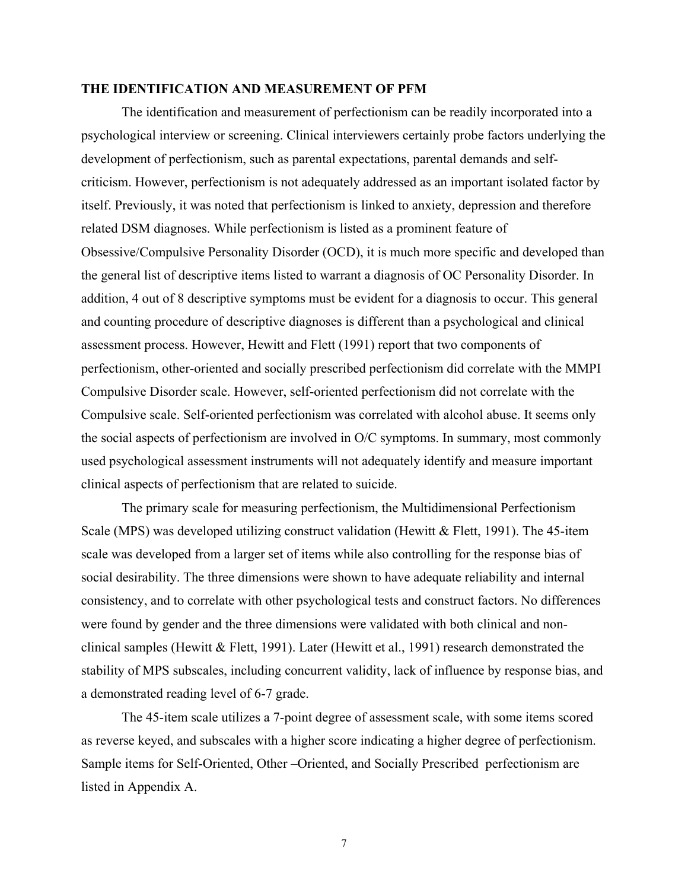## THE IDENTIFICATION AND MEASUREMENT OF PFM

The identification and measurement of perfectionism can be readily incorporated into a psychological interview or screening. Clinical interviewers certainly probe factors underlying the development of perfectionism, such as parental expectations, parental demands and self-criticism. However, perfectionism is not adequately addressed as an important isolated factor by itself. Previously, it was noted that perfectionism is linked to anxiety, depression and therefore related DSM diagnoses. While perfectionism is listed as a prominent feature of Obsessive/Compulsive Personality Disorder (OCD), it is much more specific and developed than the general list of descriptive items listed to warrant a diagnosis of OC Personality Disorder. In addition, 4 out of 8 descriptive symptoms must be evident for a diagnosis to occur. This general and counting procedure of descriptive diagnoses is different than a psychological and clinical assessment process. However, Hewitt and Flett (1991) report that two components of perfectionism, other-oriented and socially prescribed perfectionism did correlate with the MMPI Compulsive Disorder scale. However, self-oriented perfectionism did not correlate with the Compulsive scale. Self-oriented perfectionism was correlated with alcohol abuse. It seems only the social aspects of perfectionism are involved in O/C symptoms. In summary, most commonly used psychological assessment instruments will not adequately identify and measure important clinical aspects of perfectionism that are related to suicide.

The primary scale for measuring perfectionism, the Multidimensional Perfectionism Scale (MPS) was developed utilizing construct validation (Hewitt & Flett, 1991). The 45-item scale was developed from a larger set of items while also controlling for the response bias of social desirability. The three dimensions were shown to have adequate reliability and internal consistency, and to correlate with other psychological tests and construct factors. No differences were found by gender and the three dimensions were validated with both clinical and non-clinical samples (Hewitt & Flett, 1991). Later (Hewitt et al., 1991) research demonstrated the stability of MPS subscales, including concurrent validity, lack of influence by response bias, and a demonstrated reading level of 6-7 grade.

The 45-item scale utilizes a 7-point degree of assessment scale, with some items scored as reverse keyed, and subscales with a higher score indicating a higher degree of perfectionism. Sample items for Self-Oriented, Other –Oriented, and Socially Prescribed perfectionism are listed in Appendix A.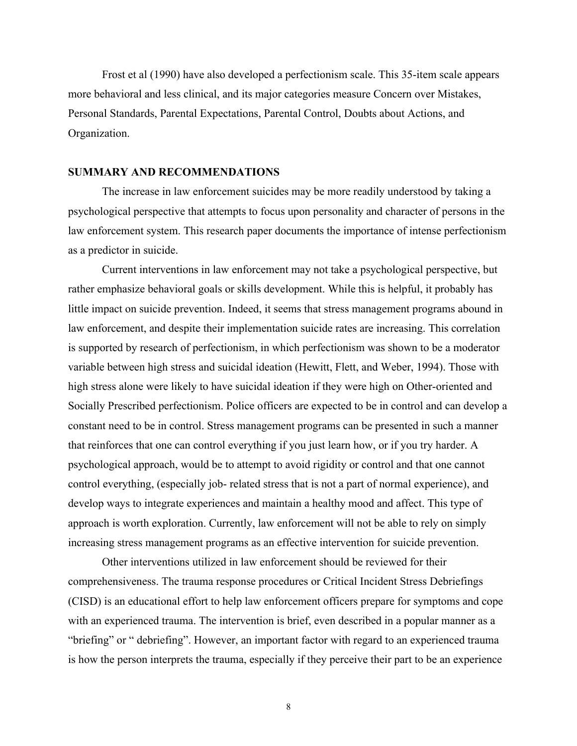Frost et al (1990) have also developed a perfectionism scale. This 35-item scale appears more behavioral and less clinical, and its major categories measure Concern over Mistakes, Personal Standards, Parental Expectations, Parental Control, Doubts about Actions, and Organization.

## SUMMARY AND RECOMMENDATIONS

The increase in law enforcement suicides may be more readily understood by taking a psychological perspective that attempts to focus upon personality and character of persons in the law enforcement system. This research paper documents the importance of intense perfectionism as a predictor in suicide.

Current interventions in law enforcement may not take a psychological perspective, but rather emphasize behavioral goals or skills development. While this is helpful, it probably has little impact on suicide prevention. Indeed, it seems that stress management programs abound in law enforcement, and despite their implementation suicide rates are increasing. This correlation is supported by research of perfectionism, in which perfectionism was shown to be a moderator variable between high stress and suicidal ideation (Hewitt, Flett, and Weber, 1994). Those with high stress alone were likely to have suicidal ideation if they were high on Other-oriented and Socially Prescribed perfectionism. Police officers are expected to be in control and can develop a constant need to be in control. Stress management programs can be presented in such a manner that reinforces that one can control everything if you just learn how, or if you try harder. A psychological approach, would be to attempt to avoid rigidity or control and that one cannot control everything, (especially job- related stress that is not a part of normal experience), and develop ways to integrate experiences and maintain a healthy mood and affect. This type of approach is worth exploration. Currently, law enforcement will not be able to rely on simply increasing stress management programs as an effective intervention for suicide prevention.

Other interventions utilized in law enforcement should be reviewed for their comprehensiveness. The trauma response procedures or Critical Incident Stress Debriefings (CISD) is an educational effort to help law enforcement officers prepare for symptoms and cope with an experienced trauma. The intervention is brief, even described in a popular manner as a "briefing" or " debriefing". However, an important factor with regard to an experienced trauma is how the person interprets the trauma, especially if they perceive their part to be an experience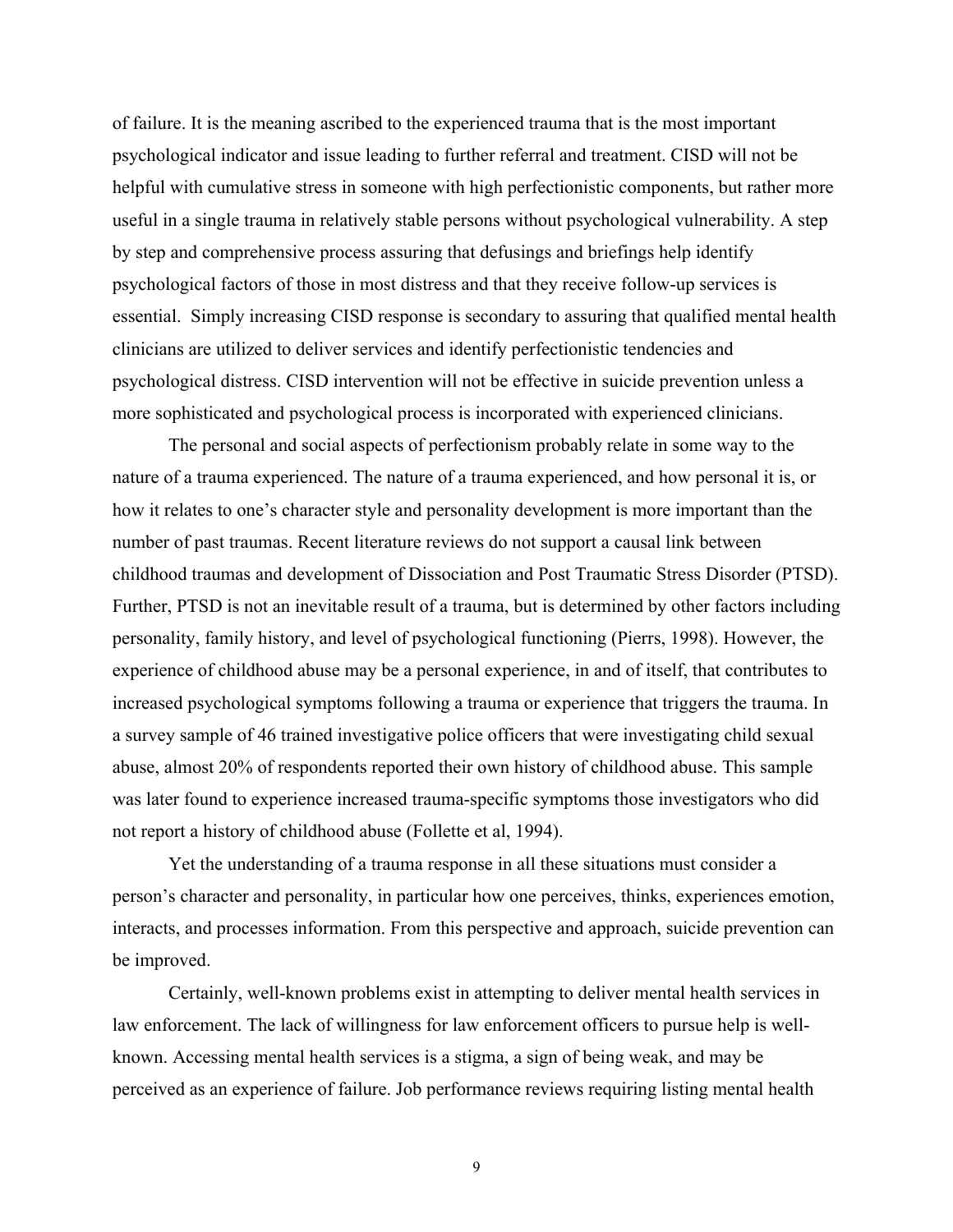of failure. It is the meaning ascribed to the experienced trauma that is the most important psychological indicator and issue leading to further referral and treatment. CISD will not be helpful with cumulative stress in someone with high perfectionistic components, but rather more useful in a single trauma in relatively stable persons without psychological vulnerability. A step by step and comprehensive process assuring that defusings and briefings help identify psychological factors of those in most distress and that they receive follow-up services is essential. Simply increasing CISD response is secondary to assuring that qualified mental health clinicians are utilized to deliver services and identify perfectionistic tendencies and psychological distress. CISD intervention will not be effective in suicide prevention unless a more sophisticated and psychological process is incorporated with experienced clinicians.

The personal and social aspects of perfectionism probably relate in some way to the nature of a trauma experienced. The nature of a trauma experienced, and how personal it is, or how it relates to one's character style and personality development is more important than the number of past traumas. Recent literature reviews do not support a causal link between childhood traumas and development of Dissociation and Post Traumatic Stress Disorder (PTSD). Further, PTSD is not an inevitable result of a trauma, but is determined by other factors including personality, family history, and level of psychological functioning (Pierrs, 1998). However, the experience of childhood abuse may be a personal experience, in and of itself, that contributes to increased psychological symptoms following a trauma or experience that triggers the trauma. In a survey sample of 46 trained investigative police officers that were investigating child sexual abuse, almost 20% of respondents reported their own history of childhood abuse. This sample was later found to experience increased trauma-specific symptoms those investigators who did not report a history of childhood abuse (Follette et al, 1994).

Yet the understanding of a trauma response in all these situations must consider a person's character and personality, in particular how one perceives, thinks, experiences emotion, interacts, and processes information. From this perspective and approach, suicide prevention can be improved.

Certainly, well-known problems exist in attempting to deliver mental health services in law enforcement. The lack of willingness for law enforcement officers to pursue help is well-known. Accessing mental health services is a stigma, a sign of being weak, and may be perceived as an experience of failure. Job performance reviews requiring listing mental health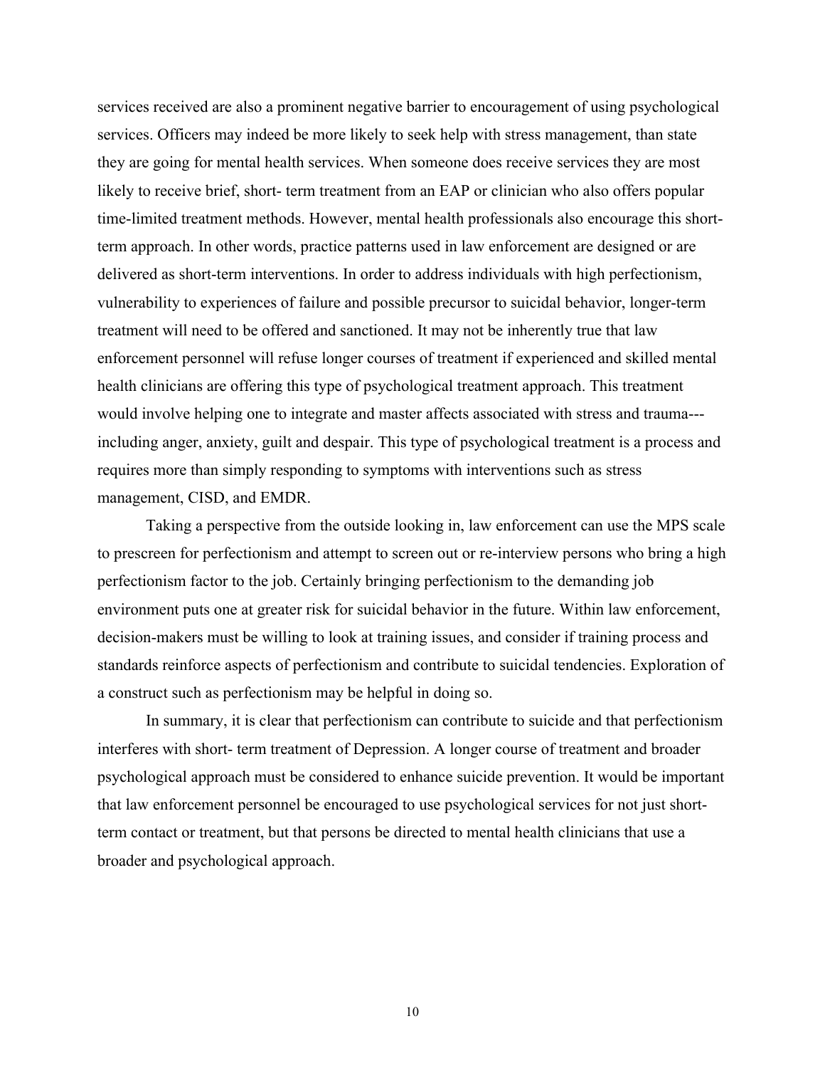services received are also a prominent negative barrier to encouragement of using psychological services. Officers may indeed be more likely to seek help with stress management, than state they are going for mental health services. When someone does receive services they are most likely to receive brief, short- term treatment from an EAP or clinician who also offers popular time-limited treatment methods. However, mental health professionals also encourage this short-term approach. In other words, practice patterns used in law enforcement are designed or are delivered as short-term interventions. In order to address individuals with high perfectionism, vulnerability to experiences of failure and possible precursor to suicidal behavior, longer-term treatment will need to be offered and sanctioned. It may not be inherently true that law enforcement personnel will refuse longer courses of treatment if experienced and skilled mental health clinicians are offering this type of psychological treatment approach. This treatment would involve helping one to integrate and master affects associated with stress and trauma---including anger, anxiety, guilt and despair. This type of psychological treatment is a process and requires more than simply responding to symptoms with interventions such as stress management, CISD, and EMDR.

Taking a perspective from the outside looking in, law enforcement can use the MPS scale to prescreen for perfectionism and attempt to screen out or re-interview persons who bring a high perfectionism factor to the job. Certainly bringing perfectionism to the demanding job environment puts one at greater risk for suicidal behavior in the future. Within law enforcement, decision-makers must be willing to look at training issues, and consider if training process and standards reinforce aspects of perfectionism and contribute to suicidal tendencies. Exploration of a construct such as perfectionism may be helpful in doing so.

In summary, it is clear that perfectionism can contribute to suicide and that perfectionism interferes with short- term treatment of Depression. A longer course of treatment and broader psychological approach must be considered to enhance suicide prevention. It would be important that law enforcement personnel be encouraged to use psychological services for not just short-term contact or treatment, but that persons be directed to mental health clinicians that use a broader and psychological approach.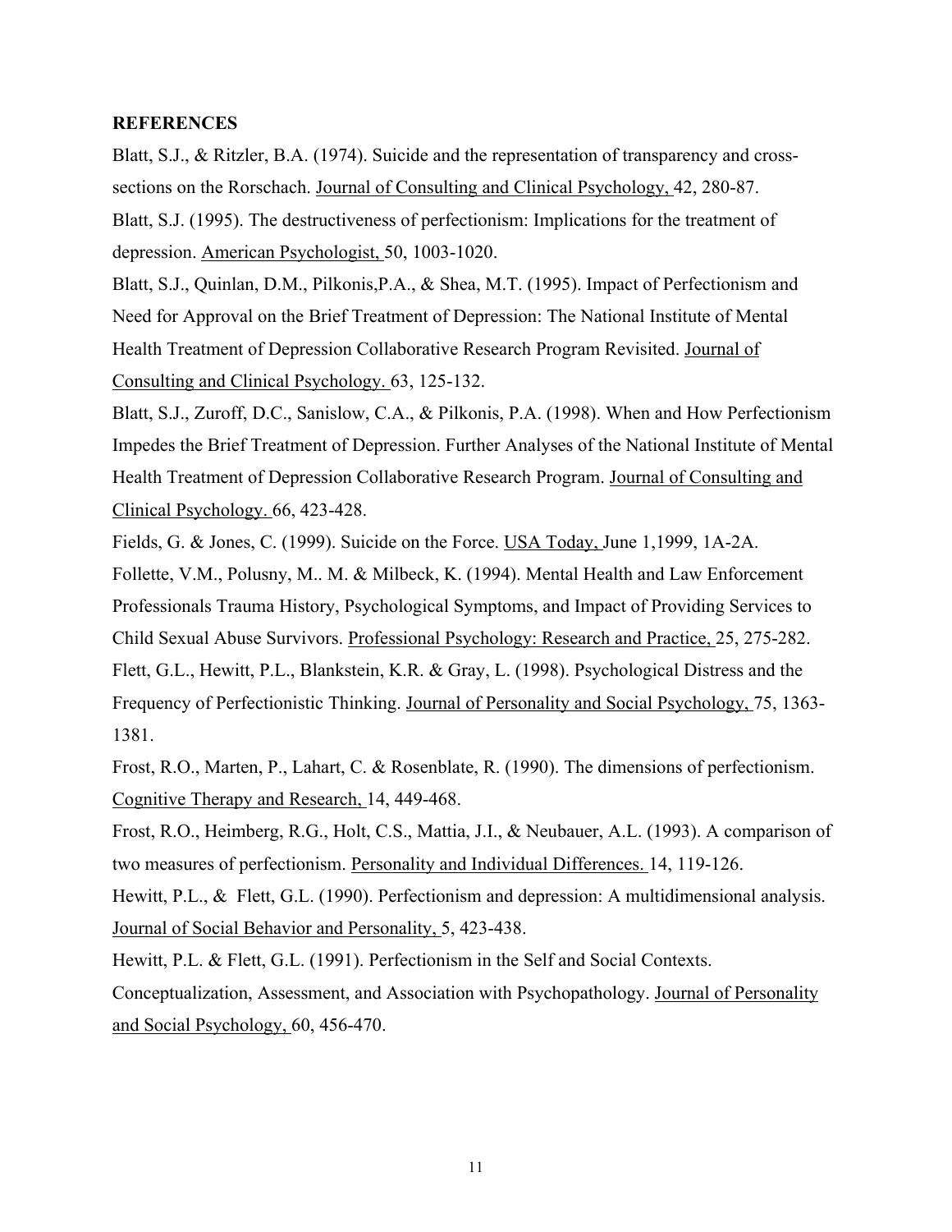**REFERENCES**

Blatt, S.J., & Ritzler, B.A. (1974). Suicide and the representation of transparency and cross-sections on the Rorschach. Journal of Consulting and Clinical Psychology, 42, 280-87.

Blatt, S.J. (1995). The destructiveness of perfectionism: Implications for the treatment of depression. American Psychologist, 50, 1003-1020.

Blatt, S.J., Quinlan, D.M., Pilkonis,P.A., & Shea, M.T. (1995). Impact of Perfectionism and Need for Approval on the Brief Treatment of Depression: The National Institute of Mental Health Treatment of Depression Collaborative Research Program Revisited. Journal of Consulting and Clinical Psychology. 63, 125-132.

Blatt, S.J., Zuroff, D.C., Sanislow, C.A., & Pilkonis, P.A. (1998). When and How Perfectionism Impedes the Brief Treatment of Depression. Further Analyses of the National Institute of Mental Health Treatment of Depression Collaborative Research Program. Journal of Consulting and Clinical Psychology. 66, 423-428.

Fields, G. & Jones, C. (1999). Suicide on the Force. USA Today, June 1,1999, 1A-2A.

Follette, V.M., Polusny, M.. M. & Milbeck, K. (1994). Mental Health and Law Enforcement Professionals Trauma History, Psychological Symptoms, and Impact of Providing Services to Child Sexual Abuse Survivors. Professional Psychology: Research and Practice, 25, 275-282.

Flett, G.L., Hewitt, P.L., Blankstein, K.R. & Gray, L. (1998). Psychological Distress and the Frequency of Perfectionistic Thinking. Journal of Personality and Social Psychology, 75, 1363-1381.

Frost, R.O., Marten, P., Lahart, C. & Rosenblate, R. (1990). The dimensions of perfectionism. Cognitive Therapy and Research, 14, 449-468.

Frost, R.O., Heimberg, R.G., Holt, C.S., Mattia, J.I., & Neubauer, A.L. (1993). A comparison of two measures of perfectionism. Personality and Individual Differences. 14, 119-126.

Hewitt, P.L., & Flett, G.L. (1990). Perfectionism and depression: A multidimensional analysis. Journal of Social Behavior and Personality, 5, 423-438.

Hewitt, P.L. & Flett, G.L. (1991). Perfectionism in the Self and Social Contexts. Conceptualization, Assessment, and Association with Psychopathology. Journal of Personality and Social Psychology, 60, 456-470.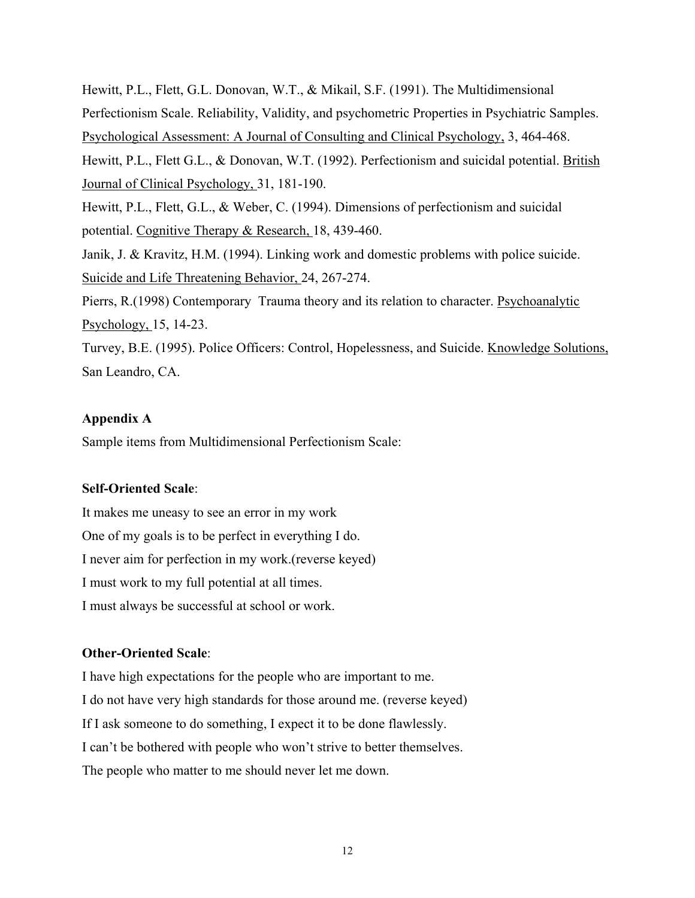Hewitt, P.L., Flett, G.L. Donovan, W.T., & Mikail, S.F. (1991). The Multidimensional Perfectionism Scale. Reliability, Validity, and psychometric Properties in Psychiatric Samples. Psychological Assessment: A Journal of Consulting and Clinical Psychology, 3, 464-468.

Hewitt, P.L., Flett G.L., & Donovan, W.T. (1992). Perfectionism and suicidal potential. British Journal of Clinical Psychology, 31, 181-190.

Hewitt, P.L., Flett, G.L., & Weber, C. (1994). Dimensions of perfectionism and suicidal potential. Cognitive Therapy & Research, 18, 439-460.

Janik, J. & Kravitz, H.M. (1994). Linking work and domestic problems with police suicide. Suicide and Life Threatening Behavior, 24, 267-274.

Pierrs, R.(1998) Contemporary Trauma theory and its relation to character. Psychoanalytic Psychology, 15, 14-23.

Turvey, B.E. (1995). Police Officers: Control, Hopelessness, and Suicide. Knowledge Solutions, San Leandro, CA.

**Appendix A**

Sample items from Multidimensional Perfectionism Scale:

**Self-Oriented Scale**:

It makes me uneasy to see an error in my work

One of my goals is to be perfect in everything I do.

I never aim for perfection in my work.(reverse keyed)

I must work to my full potential at all times.

I must always be successful at school or work.

**Other-Oriented Scale**:

I have high expectations for the people who are important to me.

I do not have very high standards for those around me. (reverse keyed)

If I ask someone to do something, I expect it to be done flawlessly.

I can't be bothered with people who won't strive to better themselves.

The people who matter to me should never let me down.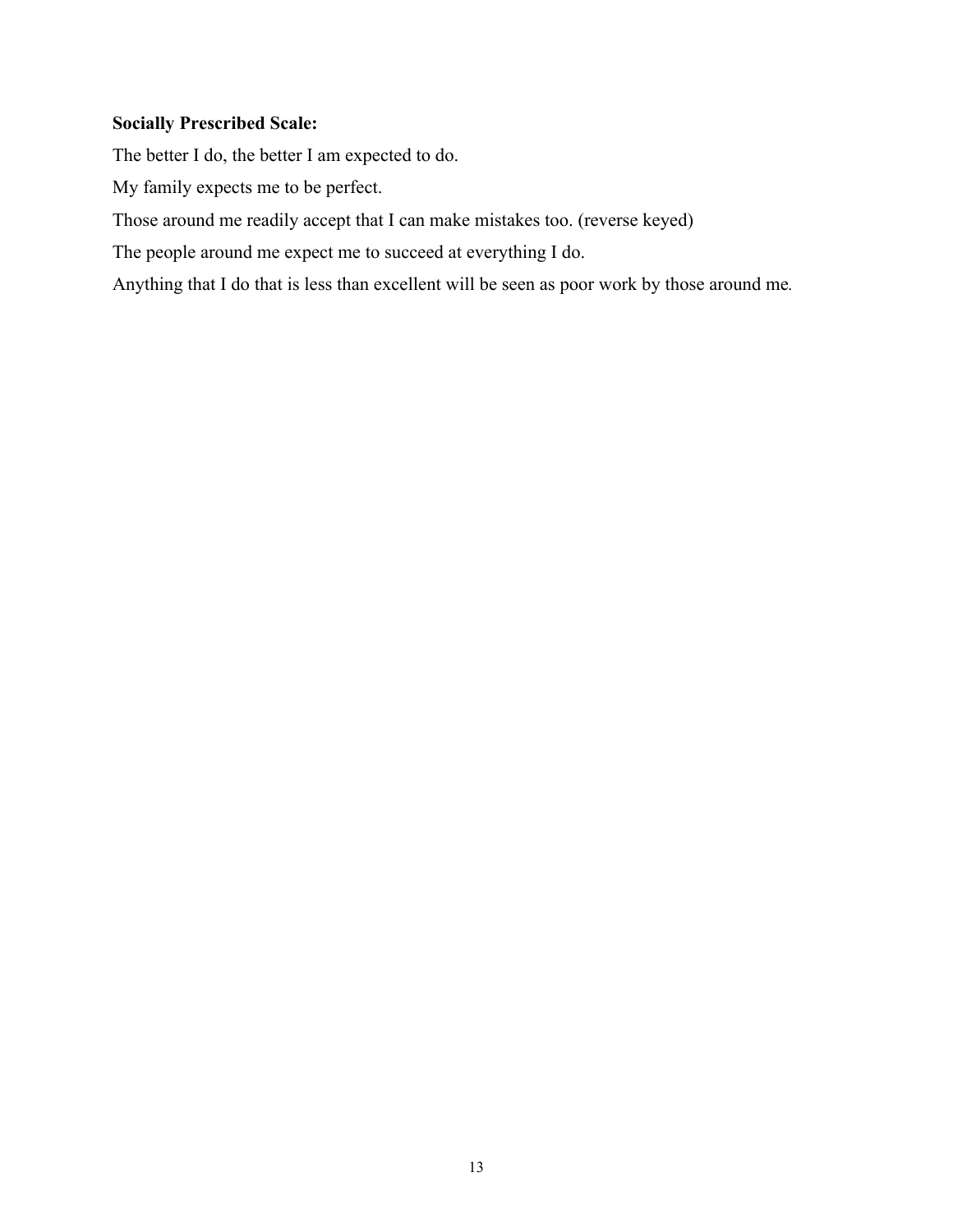**Socially Prescribed Scale:**

The better I do, the better I am expected to do.

My family expects me to be perfect.

Those around me readily accept that I can make mistakes too. (reverse keyed)

The people around me expect me to succeed at everything I do.

Anything that I do that is less than excellent will be seen as poor work by those around me.